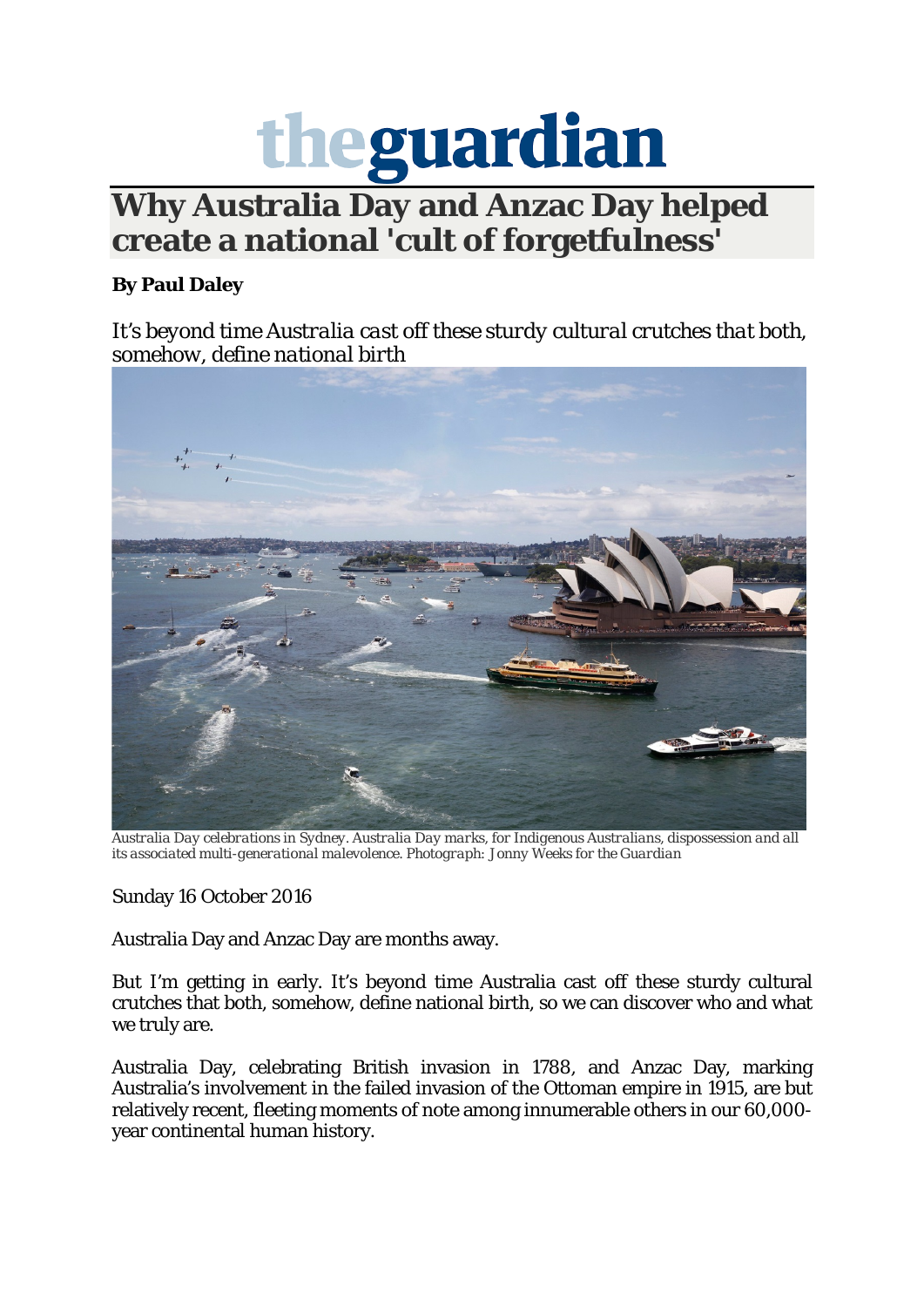# theguardian

## Why Australia Day and Anzac Day helped create a national 'cult of forgetfulness'

**By Paul Daley**

*It's beyond time Australia cast off these sturdy cultural crutches that both, somehow, define national birth*

*Australia Day celebrations in Sydney. Australia Day marks, for Indigenous Australians, dispossession and all its associated multi-generational malevolence. Photograph: Jonny Weeks for the Guardian*

Sunday 16 October 2016

Australia Day and Anzac Day are months away.

But I'm getting in early. It's beyond time Australia cast off these sturdy cultural crutches that both, somehow, define national birth, so we can discover who and what we truly are.

Australia Day, celebrating British invasion in 1788, and Anzac Day, marking Australia's involvement in the failed invasion of the Ottoman empire in 1915, are but relatively recent, fleeting moments of note among innumerable others in our 60,000-year continental human history.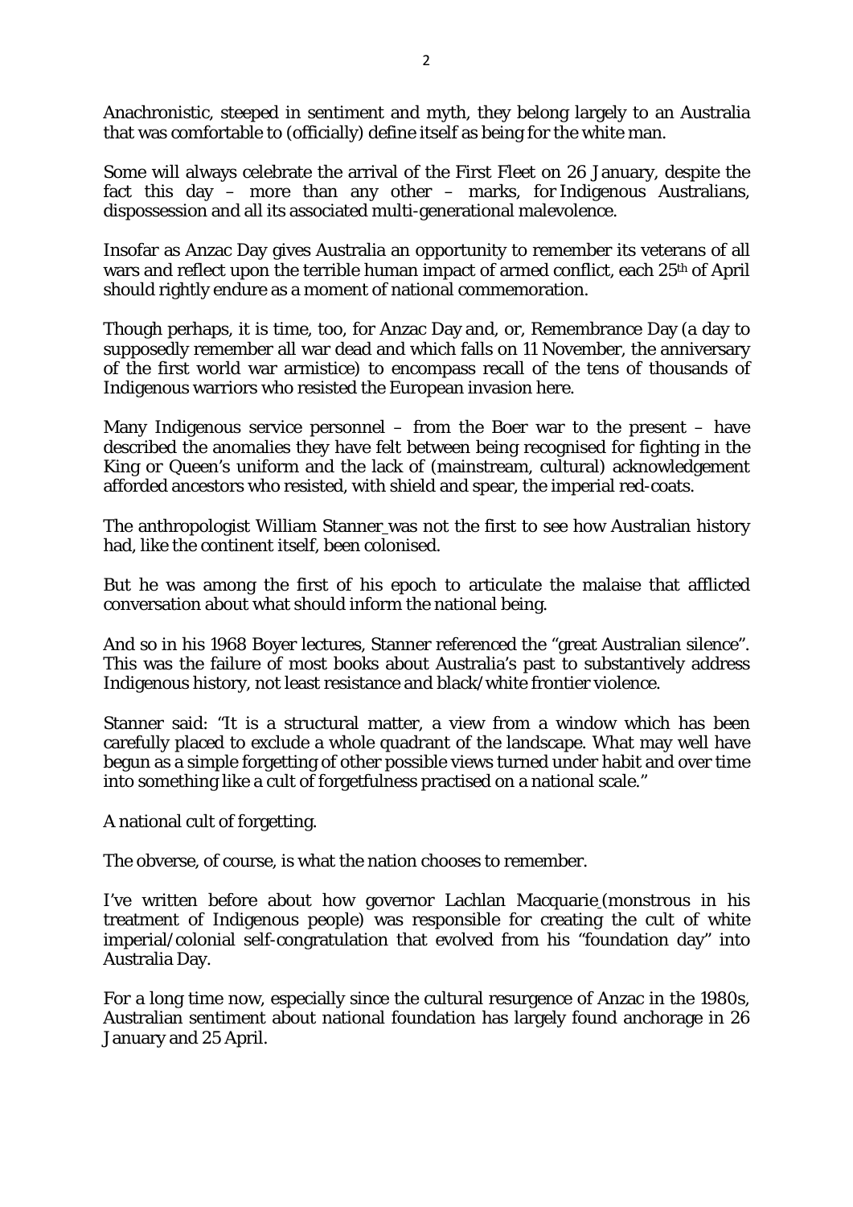Anachronistic, steeped in sentiment and myth, they belong largely to an Australia that was comfortable to (officially) define itself as being for the white man.

Some will always celebrate the arrival of the First Fleet on 26 January, despite the fact this day – more than any other – marks, for Indigenous Australians, dispossession and all its associated multi-generational malevolence.

Insofar as Anzac Day gives Australia an opportunity to remember its veterans of all wars and reflect upon the terrible human impact of armed conflict, each 25th of April should rightly endure as a moment of national commemoration.

Though perhaps, it is time, too, for Anzac Day and, or, Remembrance Day (a day to supposedly remember all war dead and which falls on 11 November, the anniversary of the first world war armistice) to encompass recall of the tens of thousands of Indigenous warriors who resisted the European invasion here.

Many Indigenous service personnel – from the Boer war to the present – have described the anomalies they have felt between being recognised for fighting in the King or Queen's uniform and the lack of (mainstream, cultural) acknowledgement afforded ancestors who resisted, with shield and spear, the imperial red-coats.

The anthropologist William Stanner was not the first to see how Australian history had, like the continent itself, been colonised.

But he was among the first of his epoch to articulate the malaise that afflicted conversation about what should inform the national being.

And so in his 1968 Boyer lectures, Stanner referenced the "great Australian silence". This was the failure of most books about Australia's past to substantively address Indigenous history, not least resistance and black/white frontier violence.

Stanner said: "It is a structural matter, a view from a window which has been carefully placed to exclude a whole quadrant of the landscape. What may well have begun as a simple forgetting of other possible views turned under habit and over time into something like a cult of forgetfulness practised on a national scale."

A national cult of forgetting.

The obverse, of course, is what the nation chooses to remember.

I've written before about how governor Lachlan Macquarie (monstrous in his treatment of Indigenous people) was responsible for creating the cult of white imperial/colonial self-congratulation that evolved from his "foundation day" into Australia Day.

For a long time now, especially since the cultural resurgence of Anzac in the 1980s, Australian sentiment about national foundation has largely found anchorage in 26 January and 25 April.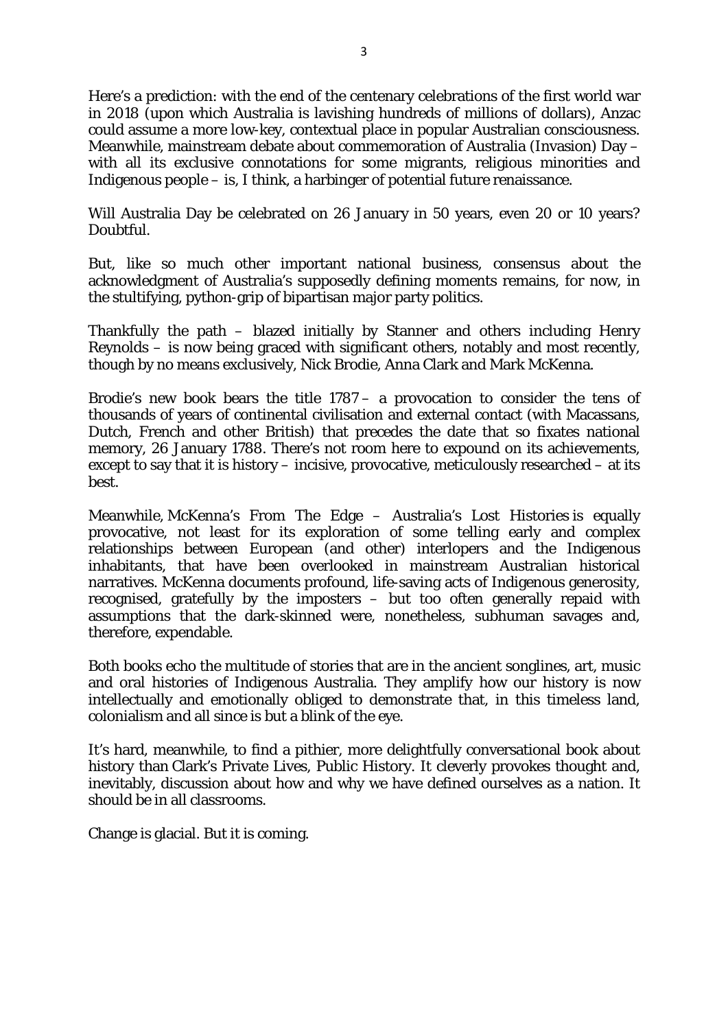Here's a prediction: with the end of the centenary celebrations of the first world war in 2018 (upon which Australia is lavishing hundreds of millions of dollars), Anzac could assume a more low-key, contextual place in popular Australian consciousness. Meanwhile, mainstream debate about commemoration of Australia (Invasion) Day – with all its exclusive connotations for some migrants, religious minorities and Indigenous people – is, I think, a harbinger of potential future renaissance.

Will Australia Day be celebrated on 26 January in 50 years, even 20 or 10 years? Doubtful.

But, like so much other important national business, consensus about the acknowledgment of Australia's supposedly defining moments remains, for now, in the stultifying, python-grip of bipartisan major party politics.

Thankfully the path – blazed initially by Stanner and others including Henry Reynolds – is now being graced with significant others, notably and most recently, though by no means exclusively, Nick Brodie, Anna Clark and Mark McKenna.

Brodie's new book bears the title 1787 – a provocation to consider the tens of thousands of years of continental civilisation and external contact (with Macassans, Dutch, French and other British) that precedes the date that so fixates national memory, 26 January 1788. There's not room here to expound on its achievements, except to say that it is history – incisive, provocative, meticulously researched – at its best.

Meanwhile, McKenna's From The Edge – Australia's Lost Histories is equally provocative, not least for its exploration of some telling early and complex relationships between European (and other) interlopers and the Indigenous inhabitants, that have been overlooked in mainstream Australian historical narratives. McKenna documents profound, life-saving acts of Indigenous generosity, recognised, gratefully by the imposters – but too often generally repaid with assumptions that the dark-skinned were, nonetheless, subhuman savages and, therefore, expendable.

Both books echo the multitude of stories that are in the ancient songlines, art, music and oral histories of Indigenous Australia. They amplify how our history is now intellectually and emotionally obliged to demonstrate that, in this timeless land, colonialism and all since is but a blink of the eye.

It's hard, meanwhile, to find a pithier, more delightfully conversational book about history than Clark's Private Lives, Public History. It cleverly provokes thought and, inevitably, discussion about how and why we have defined ourselves as a nation. It should be in all classrooms.

Change is glacial. But it is coming.